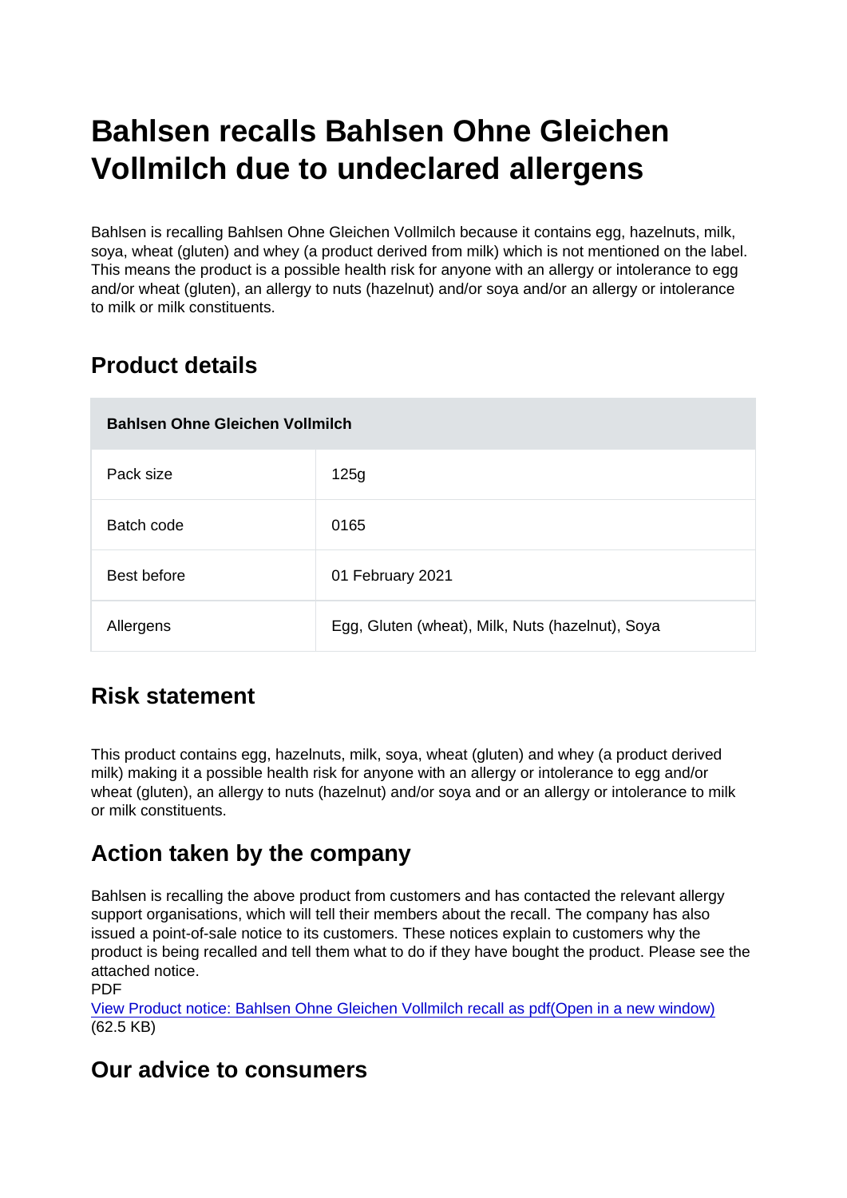# Bahlsen recalls Bahlsen Ohne Gleichen Vollmilch due to undeclared allergens

Bahlsen is recalling Bahlsen Ohne Gleichen Vollmilch because it contains egg, hazelnuts, milk, soya, wheat (gluten) and whey (a product derived from milk) which is not mentioned on the label. This means the product is a possible health risk for anyone with an allergy or intolerance to egg and/or wheat (gluten), an allergy to nuts (hazelnut) and/or soya and/or an allergy or intolerance to milk or milk constituents.

## Product details

| Bahlsen Ohne Gleichen Vollmilch | |
|---|---|
| Pack size | 125g |
| Batch code | 0165 |
| Best before | 01 February 2021 |
| Allergens | Egg, Gluten (wheat), Milk, Nuts (hazelnut), Soya |

## Risk statement

This product contains egg, hazelnuts, milk, soya, wheat (gluten) and whey (a product derived milk) making it a possible health risk for anyone with an allergy or intolerance to egg and/or wheat (gluten), an allergy to nuts (hazelnut) and/or soya and or an allergy or intolerance to milk or milk constituents.

## Action taken by the company

Bahlsen is recalling the above product from customers and has contacted the relevant allergy support organisations, which will tell their members about the recall. The company has also issued a point-of-sale notice to its customers. These notices explain to customers why the product is being recalled and tell them what to do if they have bought the product. Please see the attached notice.
PDF
[View Product notice: Bahlsen Ohne Gleichen Vollmilch recall as pdf(Open in a new window)](#)
(62.5 KB)

## Our advice to consumers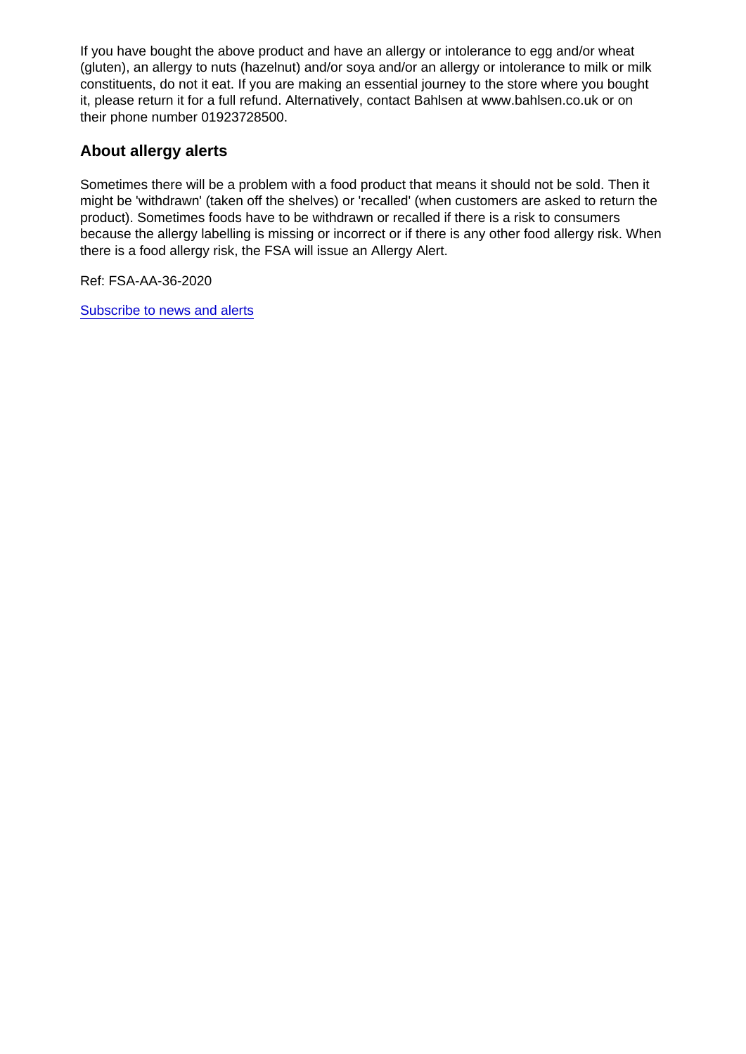If you have bought the above product and have an allergy or intolerance to egg and/or wheat (gluten), an allergy to nuts (hazelnut) and/or soya and/or an allergy or intolerance to milk or milk constituents, do not it eat. If you are making an essential journey to the store where you bought it, please return it for a full refund. Alternatively, contact Bahlsen at www.bahlsen.co.uk or on their phone number 01923728500.

## About allergy alerts

Sometimes there will be a problem with a food product that means it should not be sold. Then it might be 'withdrawn' (taken off the shelves) or 'recalled' (when customers are asked to return the product). Sometimes foods have to be withdrawn or recalled if there is a risk to consumers because the allergy labelling is missing or incorrect or if there is any other food allergy risk. When there is a food allergy risk, the FSA will issue an Allergy Alert.

Ref: FSA-AA-36-2020

[Subscribe to news and alerts]